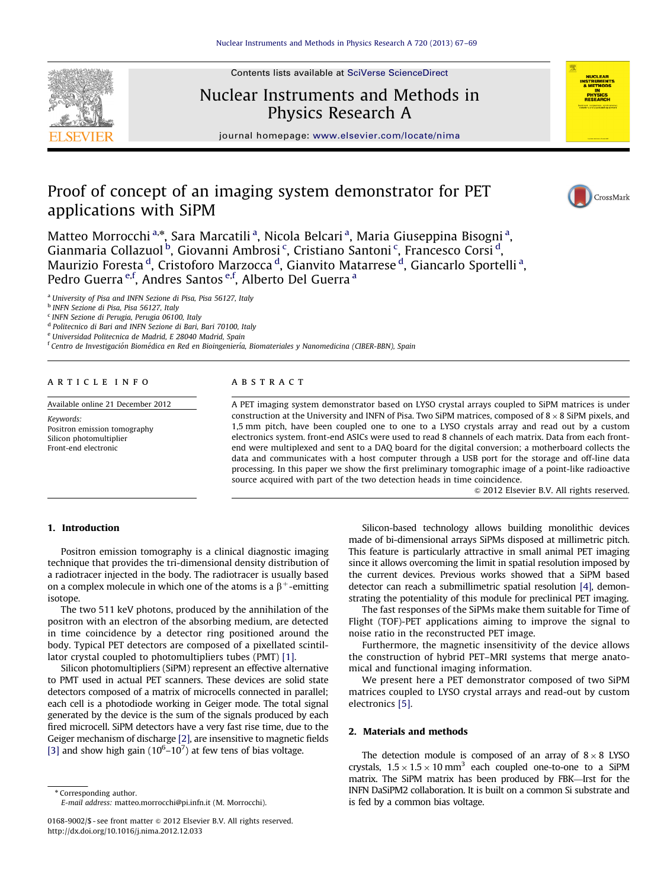# Proof of concept of an imaging system demonstrator for PET applications with SiPM

Matteo Morrocchi [a,*], Sara Marcatili [a], Nicola Belcari [a], Maria Giuseppina Bisogni [a], Gianmaria Collazuol [b], Giovanni Ambrosi [c], Cristiano Santoni [c], Francesco Corsi [d], Maurizio Foresta [d], Cristoforo Marzocca [d], Gianvito Matarrese [d], Giancarlo Sportelli [a], Pedro Guerra [e,f], Andres Santos [e,f], Alberto Del Guerra [a]

[a] University of Pisa and INFN Sezione di Pisa, Pisa 56127, Italy
[b] INFN Sezione di Pisa, Pisa 56127, Italy
[c] INFN Sezione di Perugia, Perugia 06100, Italy
[d] Politecnico di Bari and INFN Sezione di Bari, Bari 70100, Italy
[e] Universidad Politecnica de Madrid, E 28040 Madrid, Spain
[f] Centro de Investigación Biomédica en Red en Bioingeniería, Biomateriales y Nanomedicina (CIBER-BBN), Spain

**ARTICLE INFO**

Available online 21 December 2012

*Keywords:*
Positron emission tomography
Silicon photomultiplier
Front-end electronic

**ABSTRACT**

A PET imaging system demonstrator based on LYSO crystal arrays coupled to SiPM matrices is under construction at the University and INFN of Pisa. Two SiPM matrices, composed of $8 \times 8$ SiPM pixels, and 1,5 mm pitch, have been coupled one to one to a LYSO crystals array and read out by a custom electronics system. front-end ASICs were used to read 8 channels of each matrix. Data from each front-end were multiplexed and sent to a DAQ board for the digital conversion; a motherboard collects the data and communicates with a host computer through a USB port for the storage and off-line data processing. In this paper we show the first preliminary tomographic image of a point-like radioactive source acquired with part of the two detection heads in time coincidence.

© 2012 Elsevier B.V. All rights reserved.

## 1. Introduction

Positron emission tomography is a clinical diagnostic imaging technique that provides the tri-dimensional density distribution of a radiotracer injected in the body. The radiotracer is usually based on a complex molecule in which one of the atoms is a $\beta^+$-emitting isotope.

The two 511 keV photons, produced by the annihilation of the positron with an electron of the absorbing medium, are detected in time coincidence by a detector ring positioned around the body. Typical PET detectors are composed of a pixellated scintillator crystal coupled to photomultipliers tubes (PMT) [1].

Silicon photomultipliers (SiPM) represent an effective alternative to PMT used in actual PET scanners. These devices are solid state detectors composed of a matrix of microcells connected in parallel; each cell is a photodiode working in Geiger mode. The total signal generated by the device is the sum of the signals produced by each fired microcell. SiPM detectors have a very fast rise time, due to the Geiger mechanism of discharge [2], are insensitive to magnetic fields [3] and show high gain ($10^6$–$10^7$) at few tens of bias voltage.

Silicon-based technology allows building monolithic devices made of bi-dimensional arrays SiPMs disposed at millimetric pitch. This feature is particularly attractive in small animal PET imaging since it allows overcoming the limit in spatial resolution imposed by the current devices. Previous works showed that a SiPM based detector can reach a submillimetric spatial resolution [4], demonstrating the potentiality of this module for preclinical PET imaging.

The fast responses of the SiPMs make them suitable for Time of Flight (TOF)-PET applications aiming to improve the signal to noise ratio in the reconstructed PET image.

Furthermore, the magnetic insensitivity of the device allows the construction of hybrid PET–MRI systems that merge anatomical and functional imaging information.

We present here a PET demonstrator composed of two SiPM matrices coupled to LYSO crystal arrays and read-out by custom electronics [5].

## 2. Materials and methods

The detection module is composed of an array of $8 \times 8$ LYSO crystals, $1.5 \times 1.5 \times 10\ \text{mm}^3$ each coupled one-to-one to a SiPM matrix. The SiPM matrix has been produced by FBK—Irst for the INFN DaSiPM2 collaboration. It is built on a common Si substrate and is fed by a common bias voltage.

* Corresponding author.
E-mail address: matteo.morrocchi@pi.infn.it (M. Morrocchi).

0168-9002/$ - see front matter © 2012 Elsevier B.V. All rights reserved.
http://dx.doi.org/10.1016/j.nima.2012.12.033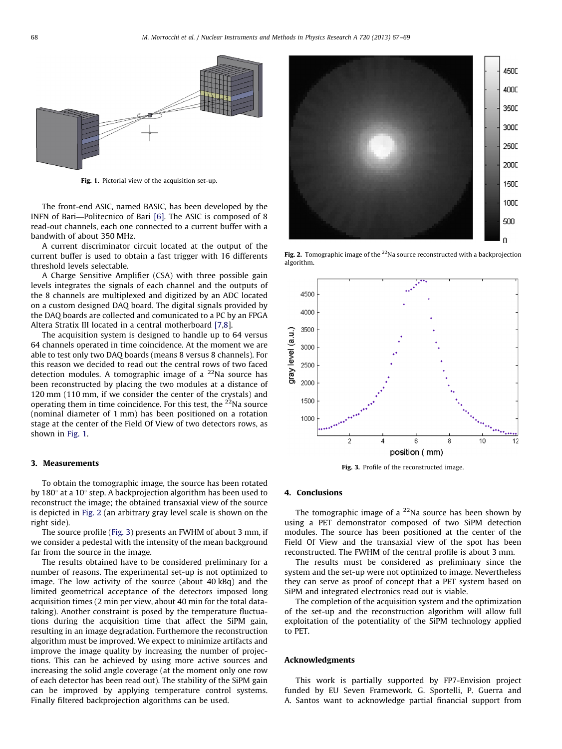Fig. 1. Pictorial view of the acquisition set-up.

The front-end ASIC, named BASIC, has been developed by the INFN of Bari—Politecnico of Bari [6]. The ASIC is composed of 8 read-out channels, each one connected to a current buffer with a bandwith of about 350 MHz.

A current discriminator circuit located at the output of the current buffer is used to obtain a fast trigger with 16 differents threshold levels selectable.

A Charge Sensitive Amplifier (CSA) with three possible gain levels integrates the signals of each channel and the outputs of the 8 channels are multiplexed and digitized by an ADC located on a custom designed DAQ board. The digital signals provided by the DAQ boards are collected and comunicated to a PC by an FPGA Altera Stratix III located in a central motherboard [7,8].

The acquisition system is designed to handle up to 64 versus 64 channels operated in time coincidence. At the moment we are able to test only two DAQ boards (means 8 versus 8 channels). For this reason we decided to read out the central rows of two faced detection modules. A tomographic image of a $^{22}$Na source has been reconstructed by placing the two modules at a distance of 120 mm (110 mm, if we consider the center of the crystals) and operating them in time coincidence. For this test, the $^{22}$Na source (nominal diameter of 1 mm) has been positioned on a rotation stage at the center of the Field Of View of two detectors rows, as shown in Fig. 1.

## 3. Measurements

To obtain the tomographic image, the source has been rotated by 180° at a 10° step. A backprojection algorithm has been used to reconstruct the image; the obtained transaxial view of the source is depicted in Fig. 2 (an arbitrary gray level scale is shown on the right side).

The source profile (Fig. 3) presents an FWHM of about 3 mm, if we consider a pedestal with the intensity of the mean background far from the source in the image.

The results obtained have to be considered preliminary for a number of reasons. The experimental set-up is not optimized to image. The low activity of the source (about 40 kBq) and the limited geometrical acceptance of the detectors imposed long acquisition times (2 min per view, about 40 min for the total data-taking). Another constraint is posed by the temperature fluctuations during the acquisition time that affect the SiPM gain, resulting in an image degradation. Furthermore the reconstruction algorithm must be improved. We expect to minimize artifacts and improve the image quality by increasing the number of projections. This can be achieved by using more active sources and increasing the solid angle coverage (at the moment only one row of each detector has been read out). The stability of the SiPM gain can be improved by applying temperature control systems. Finally filtered backprojection algorithms can be used.

Fig. 2. Tomographic image of the $^{22}$Na source reconstructed with a backprojection algorithm.

Fig. 3. Profile of the reconstructed image.

## 4. Conclusions

The tomographic image of a $^{22}$Na source has been shown by using a PET demonstrator composed of two SiPM detection modules. The source has been positioned at the center of the Field Of View and the transaxial view of the spot has been reconstructed. The FWHM of the central profile is about 3 mm.

The results must be considered as preliminary since the system and the set-up were not optimized to image. Nevertheless they can serve as proof of concept that a PET system based on SiPM and integrated electronics read out is viable.

The completion of the acquisition system and the optimization of the set-up and the reconstruction algorithm will allow full exploitation of the potentiality of the SiPM technology applied to PET.

## Acknowledgments

This work is partially supported by FP7-Envision project funded by EU Seven Framework. G. Sportelli, P. Guerra and A. Santos want to acknowledge partial financial support from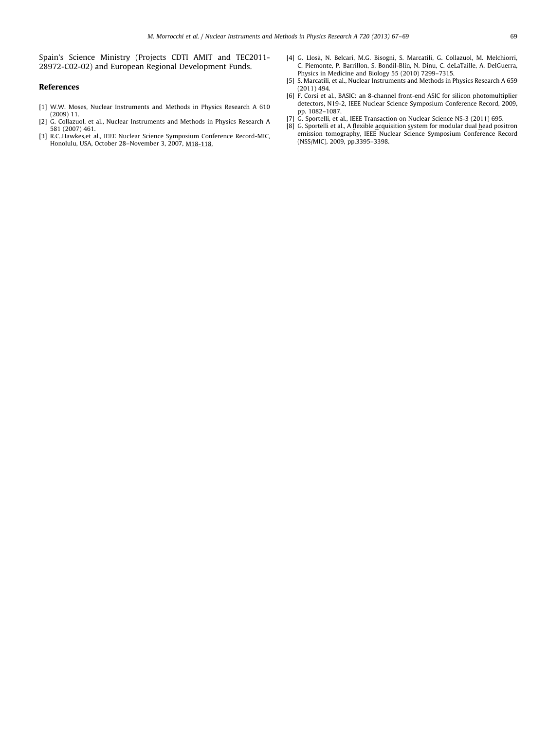Spain's Science Ministry (Projects CDTI AMIT and TEC2011-28972-C02-02) and European Regional Development Funds.

## References

[1] W.W. Moses, Nuclear Instruments and Methods in Physics Research A 610 (2009) 11.

[2] G. Collazuol, et al., Nuclear Instruments and Methods in Physics Research A 581 (2007) 461.

[3] R.C..Hawkes,et al., IEEE Nuclear Science Symposium Conference Record-MIC, Honolulu, USA, October 28–November 3, 2007, M18-118.

[4] G. Llosà, N. Belcari, M.G. Bisogni, S. Marcatili, G. Collazuol, M. Melchiorri, C. Piemonte, P. Barrillon, S. Bondil-Blin, N. Dinu, C. deLaTaille, A. DelGuerra, Physics in Medicine and Biology 55 (2010) 7299–7315.

[5] S. Marcatili, et al., Nuclear Instruments and Methods in Physics Research A 659 (2011) 494.

[6] F. Corsi et al., BASIC: an 8-channel front-end ASIC for silicon photomultiplier detectors, N19-2, IEEE Nuclear Science Symposium Conference Record, 2009, pp. 1082–1087.

[7] G. Sportelli, et al., IEEE Transaction on Nuclear Science NS-3 (2011) 695.

[8] G. Sportelli et al., A flexible acquisition system for modular dual head positron emission tomography, IEEE Nuclear Science Symposium Conference Record (NSS/MIC), 2009, pp.3395–3398.